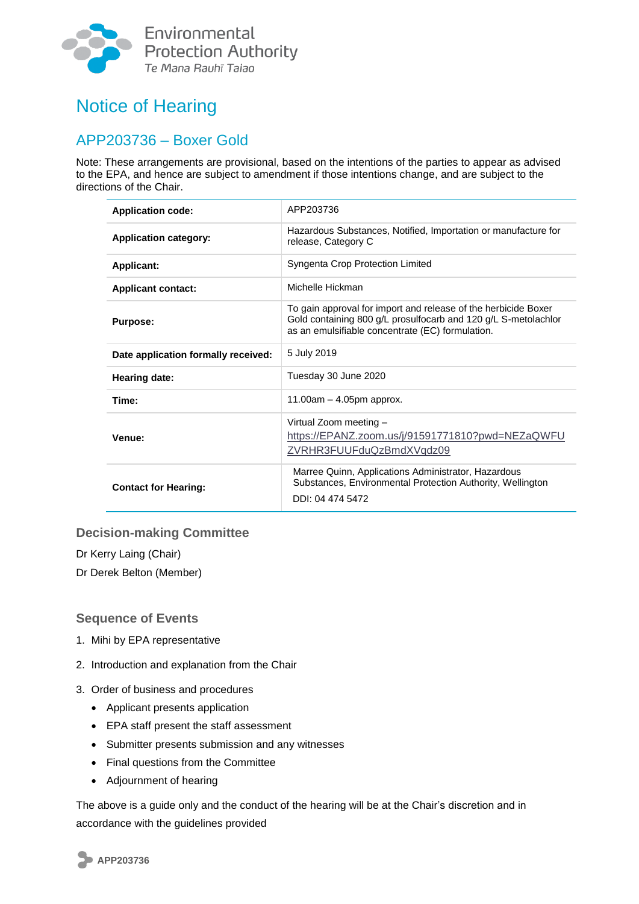Environmental Protection Authority
Te Mana Rauhī Taiao

# Notice of Hearing

## APP203736 – Boxer Gold

Note: These arrangements are provisional, based on the intentions of the parties to appear as advised to the EPA, and hence are subject to amendment if those intentions change, and are subject to the directions of the Chair.

| | |
|---|---|
| **Application code:** | APP203736 |
| **Application category:** | Hazardous Substances, Notified, Importation or manufacture for release, Category C |
| **Applicant:** | Syngenta Crop Protection Limited |
| **Applicant contact:** | Michelle Hickman |
| **Purpose:** | To gain approval for import and release of the herbicide Boxer Gold containing 800 g/L prosulfocarb and 120 g/L S-metolachlor as an emulsifiable concentrate (EC) formulation. |
| **Date application formally received:** | 5 July 2019 |
| **Hearing date:** | Tuesday 30 June 2020 |
| **Time:** | 11.00am – 4.05pm approx. |
| **Venue:** | Virtual Zoom meeting – https://EPANZ.zoom.us/j/91591771810?pwd=NEZaQWFUZVRHR3FUUFduQzBmdXVqdz09 |
| **Contact for Hearing:** | Marree Quinn, Applications Administrator, Hazardous Substances, Environmental Protection Authority, Wellington<br>DDI: 04 474 5472 |

### Decision-making Committee

Dr Kerry Laing (Chair)

Dr Derek Belton (Member)

### Sequence of Events

1. Mihi by EPA representative
2. Introduction and explanation from the Chair
3. Order of business and procedures
   - Applicant presents application
   - EPA staff present the staff assessment
   - Submitter presents submission and any witnesses
   - Final questions from the Committee
   - Adjournment of hearing

The above is a guide only and the conduct of the hearing will be at the Chair's discretion and in accordance with the guidelines provided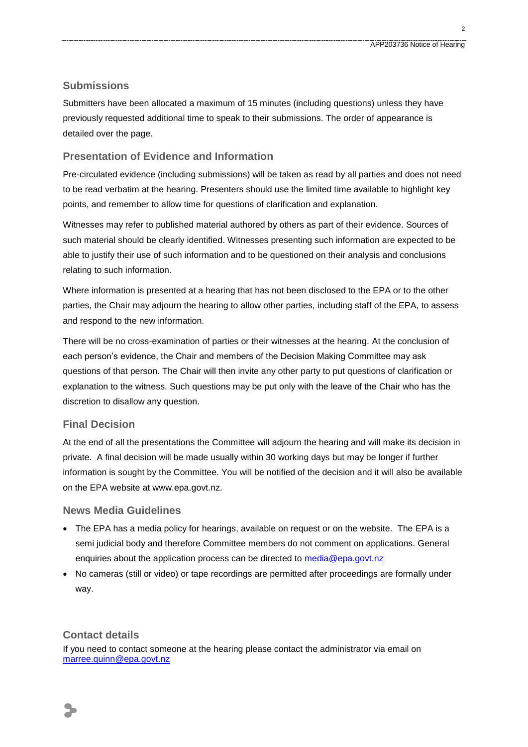## Submissions

Submitters have been allocated a maximum of 15 minutes (including questions) unless they have previously requested additional time to speak to their submissions. The order of appearance is detailed over the page.

## Presentation of Evidence and Information

Pre-circulated evidence (including submissions) will be taken as read by all parties and does not need to be read verbatim at the hearing. Presenters should use the limited time available to highlight key points, and remember to allow time for questions of clarification and explanation.

Witnesses may refer to published material authored by others as part of their evidence. Sources of such material should be clearly identified. Witnesses presenting such information are expected to be able to justify their use of such information and to be questioned on their analysis and conclusions relating to such information.

Where information is presented at a hearing that has not been disclosed to the EPA or to the other parties, the Chair may adjourn the hearing to allow other parties, including staff of the EPA, to assess and respond to the new information.

There will be no cross-examination of parties or their witnesses at the hearing. At the conclusion of each person's evidence, the Chair and members of the Decision Making Committee may ask questions of that person. The Chair will then invite any other party to put questions of clarification or explanation to the witness. Such questions may be put only with the leave of the Chair who has the discretion to disallow any question.

## Final Decision

At the end of all the presentations the Committee will adjourn the hearing and will make its decision in private. A final decision will be made usually within 30 working days but may be longer if further information is sought by the Committee. You will be notified of the decision and it will also be available on the EPA website at www.epa.govt.nz.

## News Media Guidelines

- The EPA has a media policy for hearings, available on request or on the website. The EPA is a semi judicial body and therefore Committee members do not comment on applications. General enquiries about the application process can be directed to media@epa.govt.nz
- No cameras (still or video) or tape recordings are permitted after proceedings are formally under way.

## Contact details

If you need to contact someone at the hearing please contact the administrator via email on marree.quinn@epa.govt.nz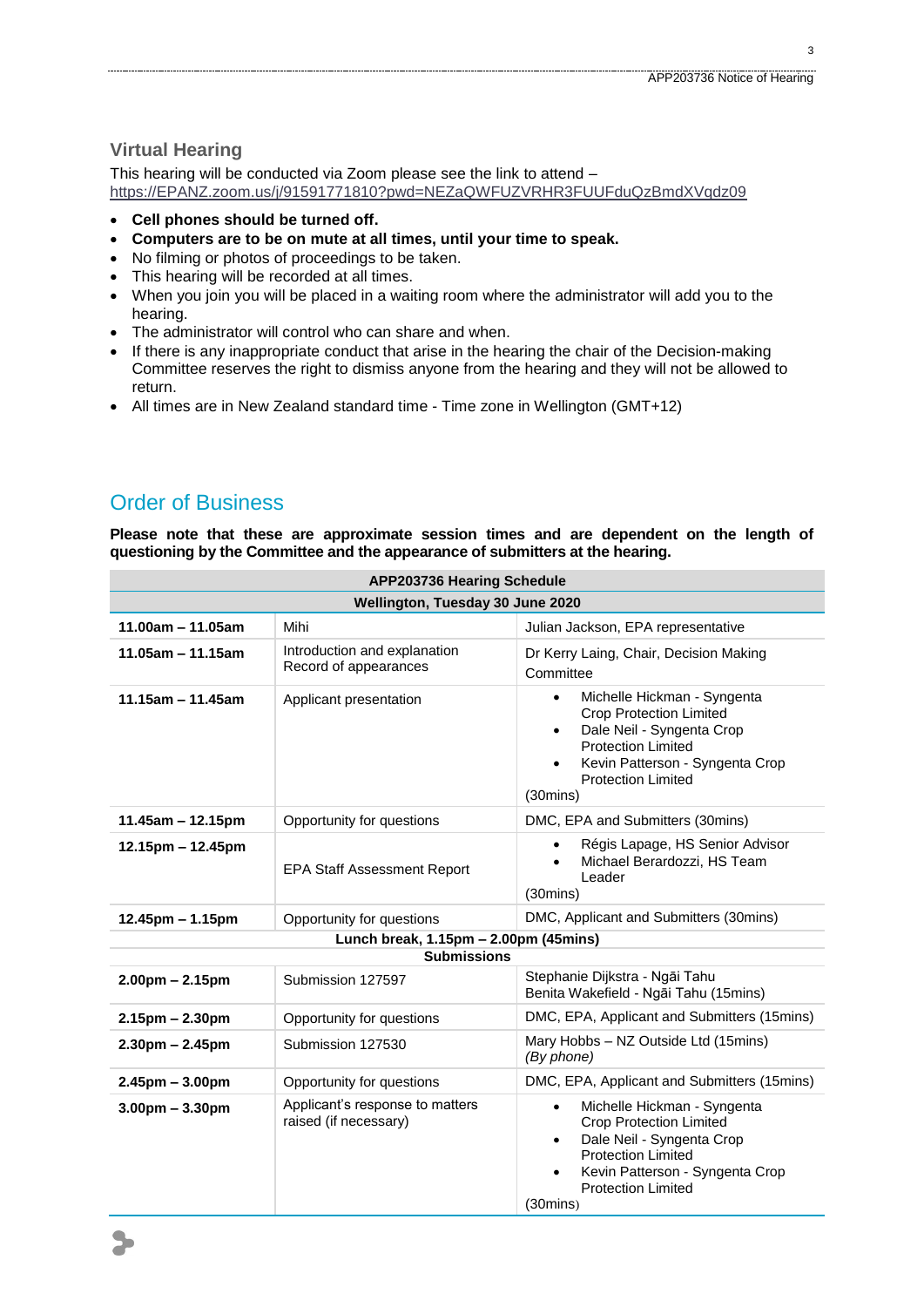## Virtual Hearing

This hearing will be conducted via Zoom please see the link to attend – https://EPANZ.zoom.us/j/91591771810?pwd=NEZaQWFUZVRHR3FUUFduQzBmdXVqdz09

- **Cell phones should be turned off.**
- **Computers are to be on mute at all times, until your time to speak.**
- No filming or photos of proceedings to be taken.
- This hearing will be recorded at all times.
- When you join you will be placed in a waiting room where the administrator will add you to the hearing.
- The administrator will control who can share and when.
- If there is any inappropriate conduct that arise in the hearing the chair of the Decision-making Committee reserves the right to dismiss anyone from the hearing and they will not be allowed to return.
- All times are in New Zealand standard time - Time zone in Wellington (GMT+12)

## Order of Business

**Please note that these are approximate session times and are dependent on the length of questioning by the Committee and the appearance of submitters at the hearing.**

| APP203736 Hearing Schedule | | |
|---|---|---|
| **Wellington, Tuesday 30 June 2020** | | |
| **11.00am – 11.05am** | Mihi | Julian Jackson, EPA representative |
| **11.05am – 11.15am** | Introduction and explanation<br>Record of appearances | Dr Kerry Laing, Chair, Decision Making Committee |
| **11.15am – 11.45am** | Applicant presentation | • Michelle Hickman - Syngenta Crop Protection Limited<br>• Dale Neil - Syngenta Crop Protection Limited<br>• Kevin Patterson - Syngenta Crop Protection Limited<br>(30mins) |
| **11.45am – 12.15pm** | Opportunity for questions | DMC, EPA and Submitters (30mins) |
| **12.15pm – 12.45pm** | EPA Staff Assessment Report | • Régis Lapage, HS Senior Advisor<br>• Michael Berardozzi, HS Team Leader<br>(30mins) |
| **12.45pm – 1.15pm** | Opportunity for questions | DMC, Applicant and Submitters (30mins) |
| **Lunch break, 1.15pm – 2.00pm (45mins)** | | |
| **Submissions** | | |
| **2.00pm – 2.15pm** | Submission 127597 | Stephanie Dijkstra - Ngāi Tahu<br>Benita Wakefield - Ngāi Tahu (15mins) |
| **2.15pm – 2.30pm** | Opportunity for questions | DMC, EPA, Applicant and Submitters (15mins) |
| **2.30pm – 2.45pm** | Submission 127530 | Mary Hobbs – NZ Outside Ltd (15mins)<br>*(By phone)* |
| **2.45pm – 3.00pm** | Opportunity for questions | DMC, EPA, Applicant and Submitters (15mins) |
| **3.00pm – 3.30pm** | Applicant's response to matters raised (if necessary) | • Michelle Hickman - Syngenta Crop Protection Limited<br>• Dale Neil - Syngenta Crop Protection Limited<br>• Kevin Patterson - Syngenta Crop Protection Limited<br>(30mins) |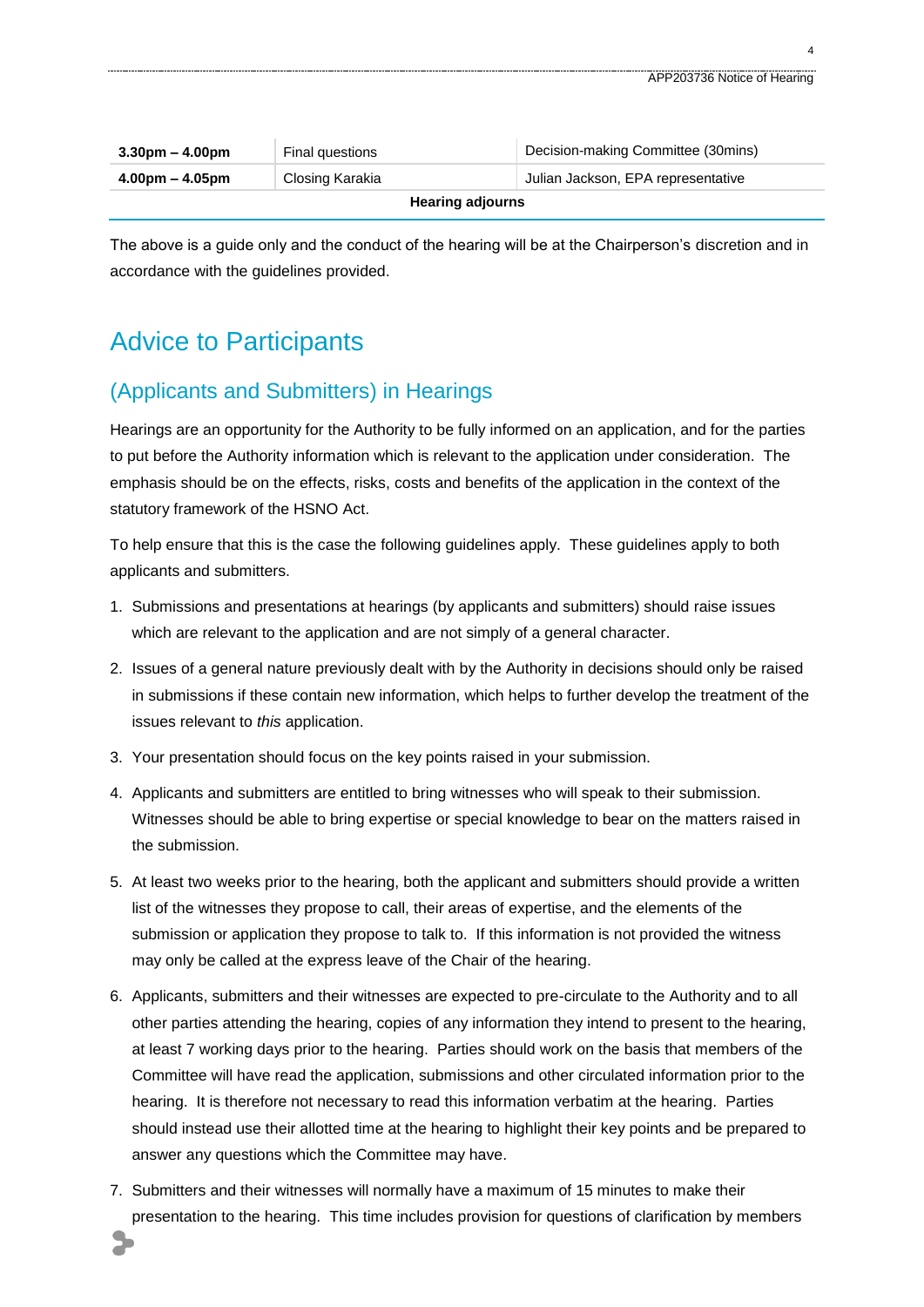| | | |
|---|---|---|
| **3.30pm – 4.00pm** | Final questions | Decision-making Committee (30mins) |
| **4.00pm – 4.05pm** | Closing Karakia | Julian Jackson, EPA representative |
| **Hearing adjourns** | | |

The above is a guide only and the conduct of the hearing will be at the Chairperson's discretion and in accordance with the guidelines provided.

# Advice to Participants

## (Applicants and Submitters) in Hearings

Hearings are an opportunity for the Authority to be fully informed on an application, and for the parties to put before the Authority information which is relevant to the application under consideration. The emphasis should be on the effects, risks, costs and benefits of the application in the context of the statutory framework of the HSNO Act.

To help ensure that this is the case the following guidelines apply. These guidelines apply to both applicants and submitters.

1. Submissions and presentations at hearings (by applicants and submitters) should raise issues which are relevant to the application and are not simply of a general character.
2. Issues of a general nature previously dealt with by the Authority in decisions should only be raised in submissions if these contain new information, which helps to further develop the treatment of the issues relevant to *this* application.
3. Your presentation should focus on the key points raised in your submission.
4. Applicants and submitters are entitled to bring witnesses who will speak to their submission. Witnesses should be able to bring expertise or special knowledge to bear on the matters raised in the submission.
5. At least two weeks prior to the hearing, both the applicant and submitters should provide a written list of the witnesses they propose to call, their areas of expertise, and the elements of the submission or application they propose to talk to. If this information is not provided the witness may only be called at the express leave of the Chair of the hearing.
6. Applicants, submitters and their witnesses are expected to pre-circulate to the Authority and to all other parties attending the hearing, copies of any information they intend to present to the hearing, at least 7 working days prior to the hearing. Parties should work on the basis that members of the Committee will have read the application, submissions and other circulated information prior to the hearing. It is therefore not necessary to read this information verbatim at the hearing. Parties should instead use their allotted time at the hearing to highlight their key points and be prepared to answer any questions which the Committee may have.
7. Submitters and their witnesses will normally have a maximum of 15 minutes to make their presentation to the hearing. This time includes provision for questions of clarification by members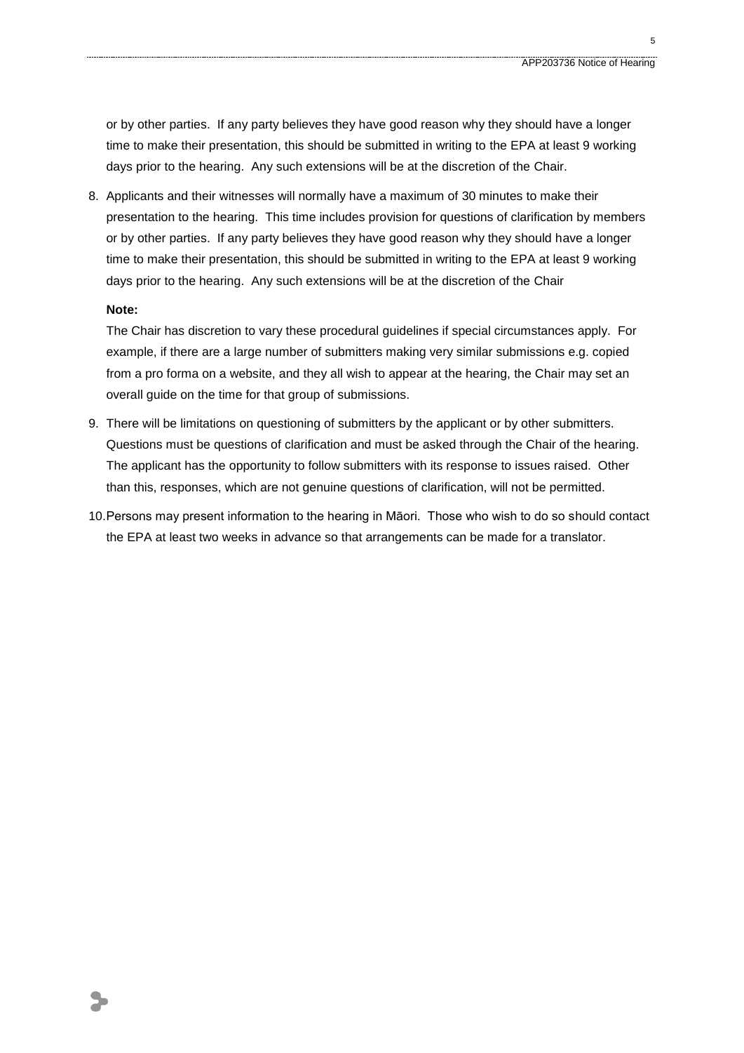or by other parties. If any party believes they have good reason why they should have a longer time to make their presentation, this should be submitted in writing to the EPA at least 9 working days prior to the hearing. Any such extensions will be at the discretion of the Chair.

8. Applicants and their witnesses will normally have a maximum of 30 minutes to make their presentation to the hearing. This time includes provision for questions of clarification by members or by other parties. If any party believes they have good reason why they should have a longer time to make their presentation, this should be submitted in writing to the EPA at least 9 working days prior to the hearing. Any such extensions will be at the discretion of the Chair

   **Note:**

   The Chair has discretion to vary these procedural guidelines if special circumstances apply. For example, if there are a large number of submitters making very similar submissions e.g. copied from a pro forma on a website, and they all wish to appear at the hearing, the Chair may set an overall guide on the time for that group of submissions.

9. There will be limitations on questioning of submitters by the applicant or by other submitters. Questions must be questions of clarification and must be asked through the Chair of the hearing. The applicant has the opportunity to follow submitters with its response to issues raised. Other than this, responses, which are not genuine questions of clarification, will not be permitted.

10. Persons may present information to the hearing in Māori. Those who wish to do so should contact the EPA at least two weeks in advance so that arrangements can be made for a translator.